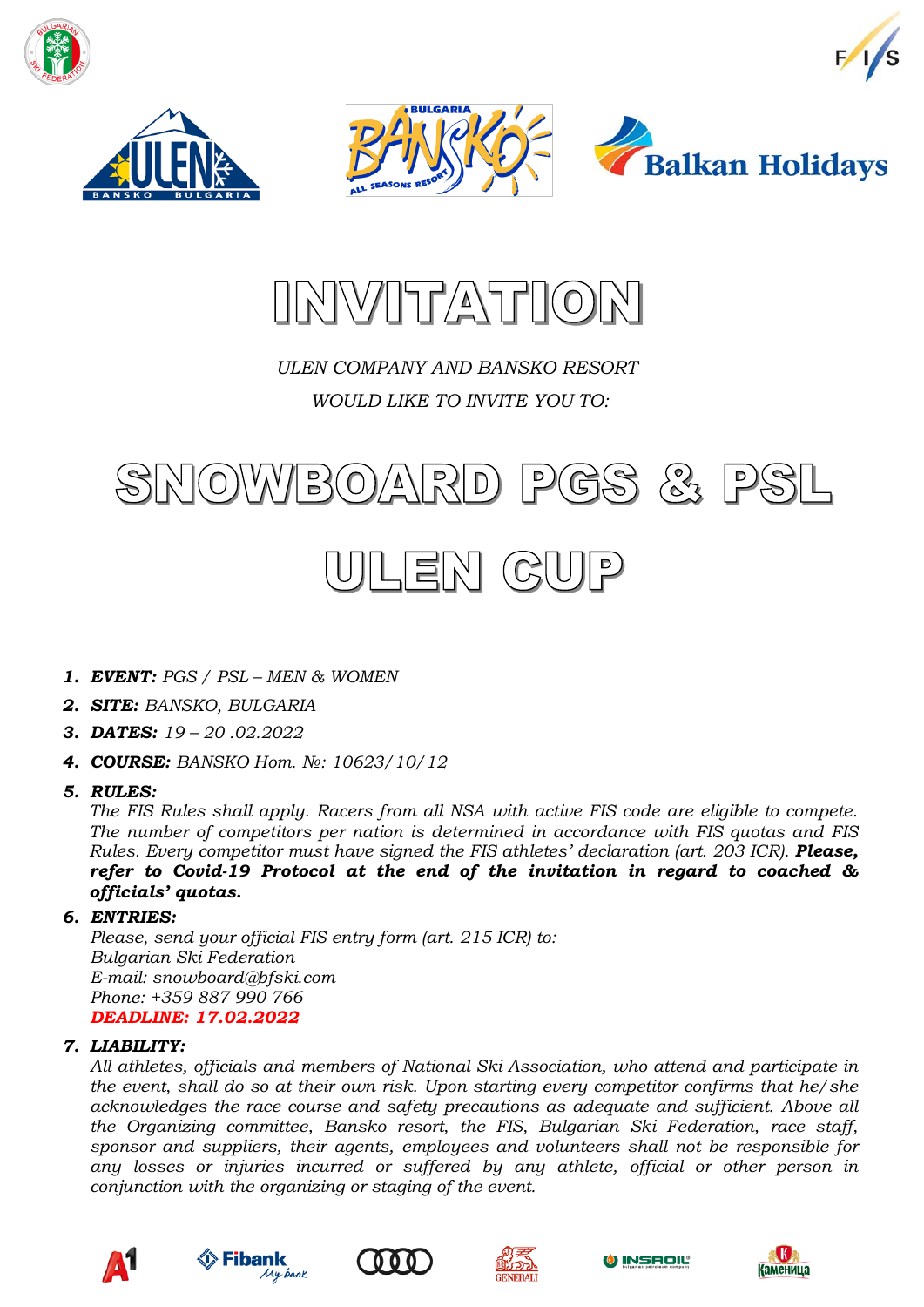# INVITATION

*ULEN COMPANY AND BANSKO RESORT*

*WOULD LIKE TO INVITE YOU TO:*

# SNOWBOARD PGS & PSL

# ULEN CUP

1. ***EVENT:*** *PGS / PSL – MEN & WOMEN*
2. ***SITE:*** *BANSKO, BULGARIA*
3. ***DATES:*** *19 – 20 .02.2022*
4. ***COURSE:*** *BANSKO Hom. №: 10623/10/12*
5. ***RULES:***
   *The FIS Rules shall apply. Racers from all NSA with active FIS code are eligible to compete. The number of competitors per nation is determined in accordance with FIS quotas and FIS Rules. Every competitor must have signed the FIS athletes' declaration (art. 203 ICR).* ***Please, refer to Covid-19 Protocol at the end of the invitation in regard to coached & officials' quotas.***
6. ***ENTRIES:***
   *Please, send your official FIS entry form (art. 215 ICR) to:*
   *Bulgarian Ski Federation*
   *E-mail: snowboard@bfski.com*
   *Phone: +359 887 990 766*
   ***DEADLINE: 17.02.2022***
7. ***LIABILITY:***
   *All athletes, officials and members of National Ski Association, who attend and participate in the event, shall do so at their own risk. Upon starting every competitor confirms that he/she acknowledges the race course and safety precautions as adequate and sufficient. Above all the Organizing committee, Bansko resort, the FIS, Bulgarian Ski Federation, race staff, sponsor and suppliers, their agents, employees and volunteers shall not be responsible for any losses or injuries incurred or suffered by any athlete, official or other person in conjunction with the organizing or staging of the event.*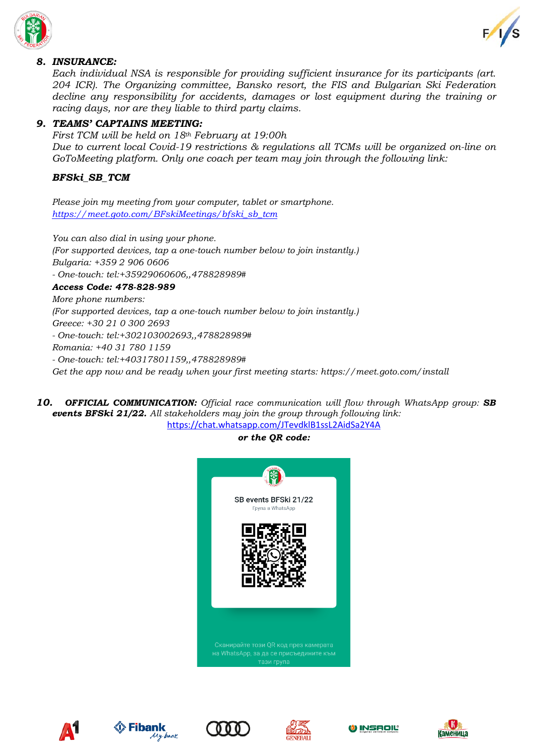## 8. INSURANCE:

*Each individual NSA is responsible for providing sufficient insurance for its participants (art. 204 ICR). The Organizing committee, Bansko resort, the FIS and Bulgarian Ski Federation decline any responsibility for accidents, damages or lost equipment during the training or racing days, nor are they liable to third party claims.*

## 9. TEAMS' CAPTAINS MEETING:

*First TCM will be held on 18th February at 19:00h*
*Due to current local Covid-19 restrictions & regulations all TCMs will be organized on-line on GoToMeeting platform. Only one coach per team may join through the following link:*

***BFSki_SB_TCM***

*Please join my meeting from your computer, tablet or smartphone.*
*https://meet.goto.com/BFskiMeetings/bfski_sb_tcm*

*You can also dial in using your phone.*
*(For supported devices, tap a one-touch number below to join instantly.)*
*Bulgaria: +359 2 906 0606*
*- One-touch: tel:+35929060606,,478828989#*
***Access Code: 478-828-989***
*More phone numbers:*
*(For supported devices, tap a one-touch number below to join instantly.)*
*Greece: +30 21 0 300 2693*
*- One-touch: tel:+302103002693,,478828989#*
*Romania: +40 31 780 1159*
*- One-touch: tel:+40317801159,,478828989#*
*Get the app now and be ready when your first meeting starts: https://meet.goto.com/install*

## 10. OFFICIAL COMMUNICATION:

*Official race communication will flow through WhatsApp group:* ***SB events BFSki 21/22.*** *All stakeholders may join the group through following link:*

https://chat.whatsapp.com/JTevdklB1ssL2AidSa2Y4A

***or the QR code:***

SB events BFSki 21/22
Група в WhatsApp

Сканирайте този QR код през камерата на WhatsApp, за да се присъедините към тази група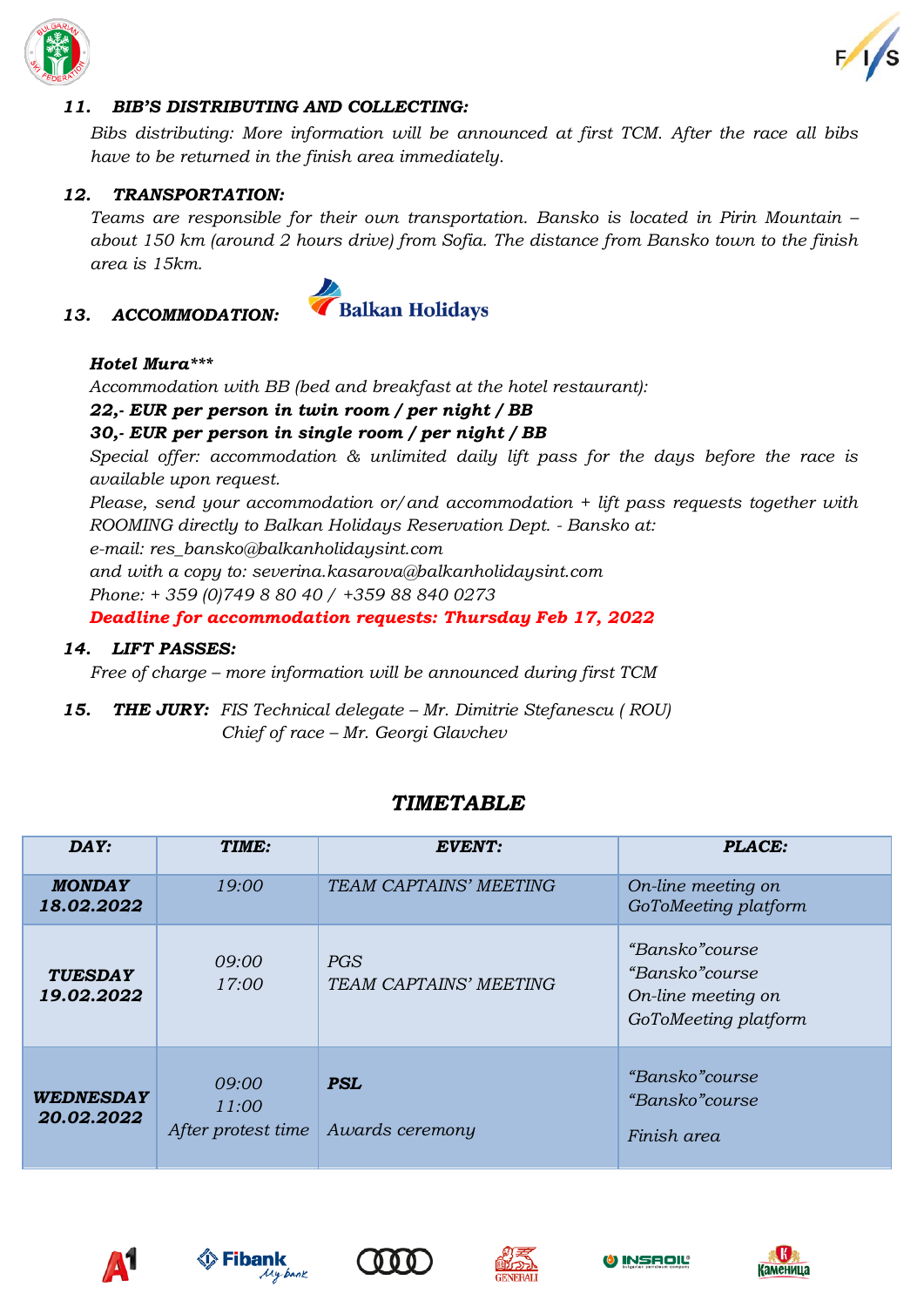### 11. BIB'S DISTRIBUTING AND COLLECTING:

*Bibs distributing: More information will be announced at first TCM. After the race all bibs have to be returned in the finish area immediately.*

### 12. TRANSPORTATION:

*Teams are responsible for their own transportation. Bansko is located in Pirin Mountain – about 150 km (around 2 hours drive) from Sofia. The distance from Bansko town to the finish area is 15km.*

### 13. ACCOMMODATION:

Balkan Holidays

***Hotel Mura\*\*\****

*Accommodation with BB (bed and breakfast at the hotel restaurant):*

***22,- EUR per person in twin room / per night / BB***

***30,- EUR per person in single room / per night / BB***

*Special offer: accommodation & unlimited daily lift pass for the days before the race is available upon request.*

*Please, send your accommodation or/and accommodation + lift pass requests together with ROOMING directly to Balkan Holidays Reservation Dept. - Bansko at:*

*e-mail: res_bansko@balkanholidaysint.com*

*and with a copy to: severina.kasarova@balkanholidaysint.com*

*Phone: + 359 (0)749 8 80 40 / +359 88 840 0273*

***Deadline for accommodation requests: Thursday Feb 17, 2022***

### 14. LIFT PASSES:

*Free of charge – more information will be announced during first TCM*

### 15. THE JURY:

*FIS Technical delegate – Mr. Dimitrie Stefanescu ( ROU)*
*Chief of race – Mr. Georgi Glavchev*

## TIMETABLE

| DAY: | TIME: | EVENT: | PLACE: |
|---|---|---|---|
| **MONDAY 18.02.2022** | 19:00 | TEAM CAPTAINS' MEETING | On-line meeting on GoToMeeting platform |
| **TUESDAY 19.02.2022** | 09:00<br>17:00 | PGS<br>TEAM CAPTAINS' MEETING | "Bansko"course<br>"Bansko"course<br>On-line meeting on GoToMeeting platform |
| **WEDNESDAY 20.02.2022** | 09:00<br>11:00<br>After protest time | **PSL**<br><br>Awards ceremony | "Bansko"course<br>"Bansko"course<br>Finish area |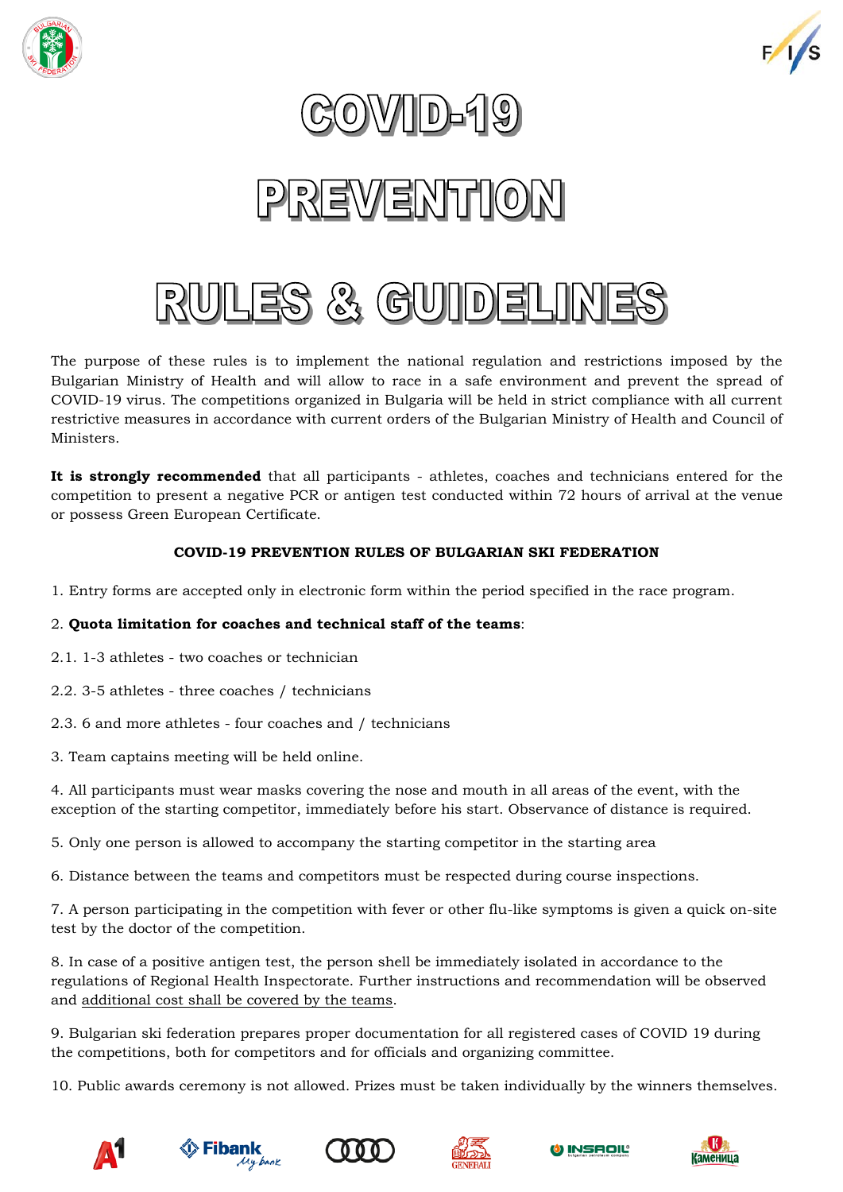# COVID-19
# PREVENTION
# RULES & GUIDELINES

The purpose of these rules is to implement the national regulation and restrictions imposed by the Bulgarian Ministry of Health and will allow to race in a safe environment and prevent the spread of COVID-19 virus. The competitions organized in Bulgaria will be held in strict compliance with all current restrictive measures in accordance with current orders of the Bulgarian Ministry of Health and Council of Ministers.

**It is strongly recommended** that all participants - athletes, coaches and technicians entered for the competition to present a negative PCR or antigen test conducted within 72 hours of arrival at the venue or possess Green European Certificate.

**COVID-19 PREVENTION RULES OF BULGARIAN SKI FEDERATION**

1. Entry forms are accepted only in electronic form within the period specified in the race program.

2. **Quota limitation for coaches and technical staff of the teams**:

2.1. 1-3 athletes - two coaches or technician

2.2. 3-5 athletes - three coaches / technicians

2.3. 6 and more athletes - four coaches and / technicians

3. Team captains meeting will be held online.

4. All participants must wear masks covering the nose and mouth in all areas of the event, with the exception of the starting competitor, immediately before his start. Observance of distance is required.

5. Only one person is allowed to accompany the starting competitor in the starting area

6. Distance between the teams and competitors must be respected during course inspections.

7. A person participating in the competition with fever or other flu-like symptoms is given a quick on-site test by the doctor of the competition.

8. In case of a positive antigen test, the person shell be immediately isolated in accordance to the regulations of Regional Health Inspectorate. Further instructions and recommendation will be observed and additional cost shall be covered by the teams.

9. Bulgarian ski federation prepares proper documentation for all registered cases of COVID 19 during the competitions, both for competitors and for officials and organizing committee.

10. Public awards ceremony is not allowed. Prizes must be taken individually by the winners themselves.